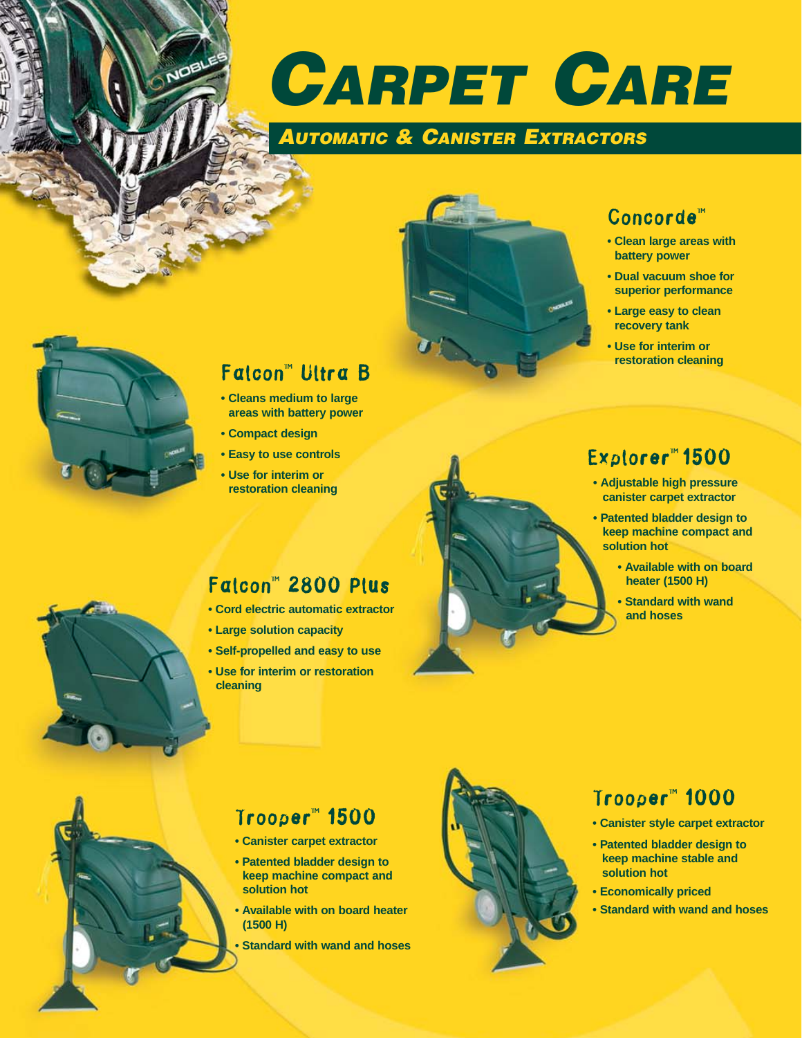# Carpet Care

## Automatic & Canister Extractors

### Concorde™

- Clean large areas with battery power
- Dual vacuum shoe for superior performance
- Large easy to clean recovery tank
- Use for interim or restoration cleaning

### Falcon™ Ultra B

- Cleans medium to large areas with battery power
- Compact design
- Easy to use controls
- Use for interim or restoration cleaning

### Explorer™ 1500

- Adjustable high pressure canister carpet extractor
- Patented bladder design to keep machine compact and solution hot
  - Available with on board heater (1500 H)
  - Standard with wand and hoses

### Falcon™ 2800 Plus

- Cord electric automatic extractor
- Large solution capacity
- Self-propelled and easy to use
- Use for interim or restoration cleaning

### Trooper™ 1500

- Canister carpet extractor
- Patented bladder design to keep machine compact and solution hot
- Available with on board heater (1500 H)
- Standard with wand and hoses

### Trooper™ 1000

- Canister style carpet extractor
- Patented bladder design to keep machine stable and solution hot
- Economically priced
- Standard with wand and hoses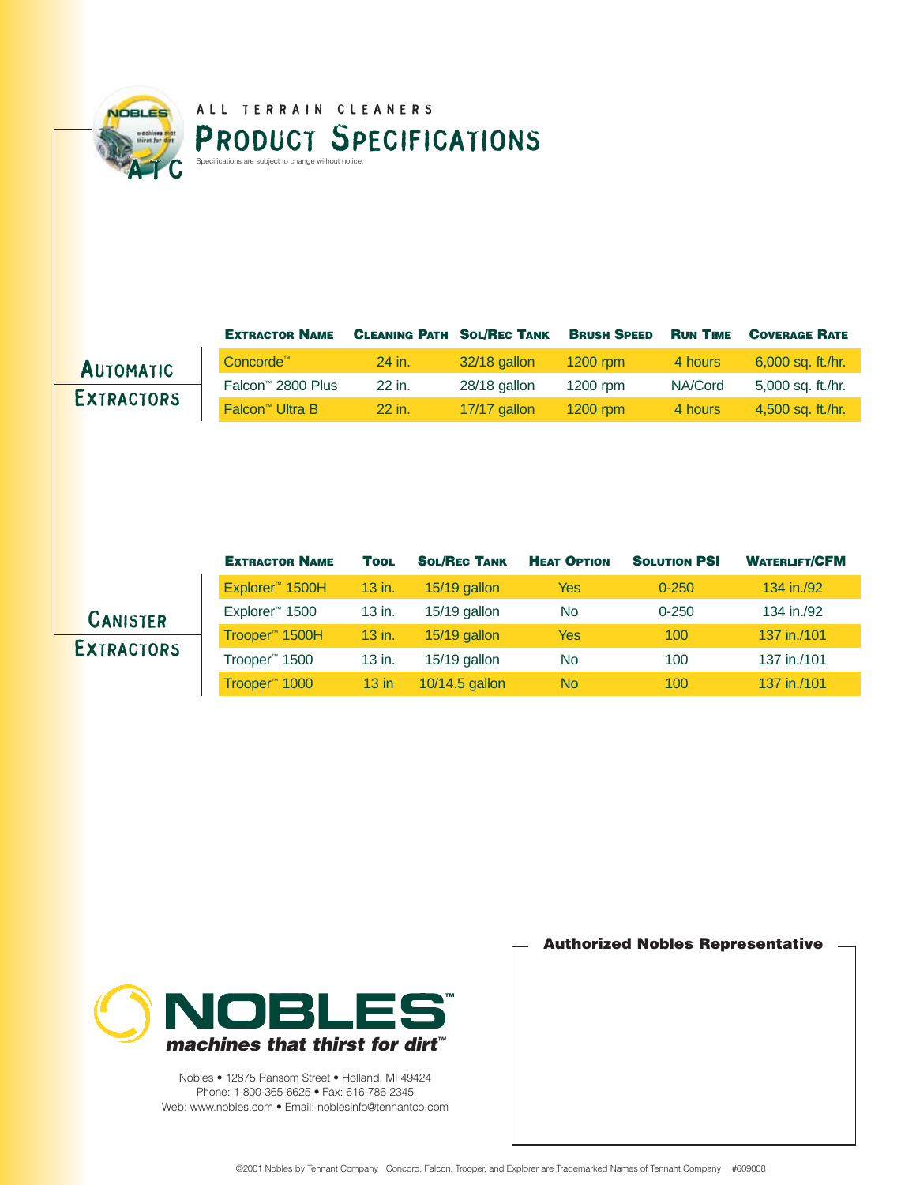ALL TERRAIN CLEANERS

# Product Specifications

Specifications are subject to change without notice.

## Automatic Extractors

| Extractor Name | Cleaning Path | Sol/Rec Tank | Brush Speed | Run Time | Coverage Rate |
|---|---|---|---|---|---|
| Concorde™ | 24 in. | 32/18 gallon | 1200 rpm | 4 hours | 6,000 sq. ft./hr. |
| Falcon™ 2800 Plus | 22 in. | 28/18 gallon | 1200 rpm | NA/Cord | 5,000 sq. ft./hr. |
| Falcon™ Ultra B | 22 in. | 17/17 gallon | 1200 rpm | 4 hours | 4,500 sq. ft./hr. |

## Canister Extractors

| Extractor Name | Tool | Sol/Rec Tank | Heat Option | Solution PSI | Waterlift/CFM |
|---|---|---|---|---|---|
| Explorer™ 1500H | 13 in. | 15/19 gallon | Yes | 0-250 | 134 in./92 |
| Explorer™ 1500 | 13 in. | 15/19 gallon | No | 0-250 | 134 in./92 |
| Trooper™ 1500H | 13 in. | 15/19 gallon | Yes | 100 | 137 in./101 |
| Trooper™ 1500 | 13 in. | 15/19 gallon | No | 100 | 137 in./101 |
| Trooper™ 1000 | 13 in | 10/14.5 gallon | No | 100 | 137 in./101 |

**NOBLES™**

*machines that thirst for dirt™*

Nobles • 12875 Ransom Street • Holland, MI 49424
Phone: 1-800-365-6625 • Fax: 616-786-2345
Web: www.nobles.com • Email: noblesinfo@tennantco.com

**Authorized Nobles Representative**

©2001 Nobles by Tennant Company Concord, Falcon, Trooper, and Explorer are Trademarked Names of Tennant Company #609008